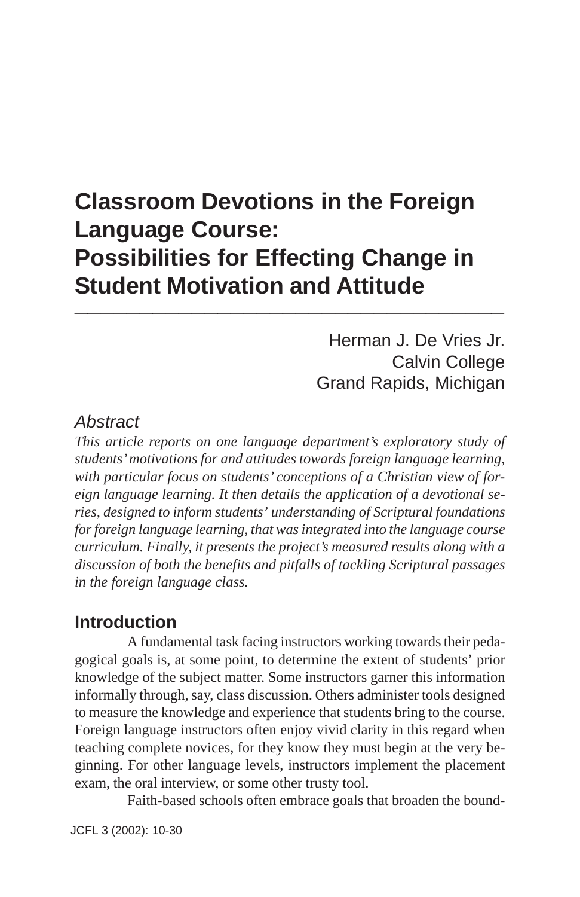# Classroom Devotions in the Foreign Language Course: Possibilities for Effecting Change in Student Motivation and Attitude

Herman J. De Vries Jr.
Calvin College
Grand Rapids, Michigan

## Abstract

*This article reports on one language department's exploratory study of students' motivations for and attitudes towards foreign language learning, with particular focus on students' conceptions of a Christian view of foreign language learning. It then details the application of a devotional series, designed to inform students' understanding of Scriptural foundations for foreign language learning, that was integrated into the language course curriculum. Finally, it presents the project's measured results along with a discussion of both the benefits and pitfalls of tackling Scriptural passages in the foreign language class.*

## Introduction

A fundamental task facing instructors working towards their pedagogical goals is, at some point, to determine the extent of students' prior knowledge of the subject matter. Some instructors garner this information informally through, say, class discussion. Others administer tools designed to measure the knowledge and experience that students bring to the course. Foreign language instructors often enjoy vivid clarity in this regard when teaching complete novices, for they know they must begin at the very beginning. For other language levels, instructors implement the placement exam, the oral interview, or some other trusty tool.

Faith-based schools often embrace goals that broaden the bound-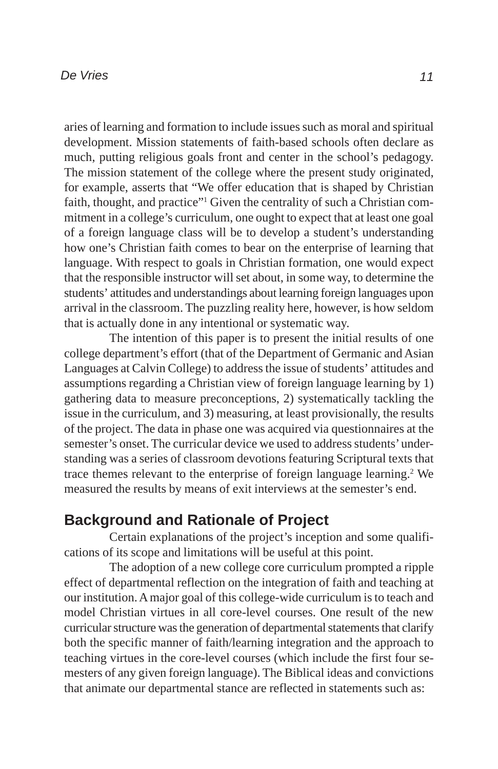aries of learning and formation to include issues such as moral and spiritual development. Mission statements of faith-based schools often declare as much, putting religious goals front and center in the school's pedagogy. The mission statement of the college where the present study originated, for example, asserts that "We offer education that is shaped by Christian faith, thought, and practice"[1] Given the centrality of such a Christian commitment in a college's curriculum, one ought to expect that at least one goal of a foreign language class will be to develop a student's understanding how one's Christian faith comes to bear on the enterprise of learning that language. With respect to goals in Christian formation, one would expect that the responsible instructor will set about, in some way, to determine the students' attitudes and understandings about learning foreign languages upon arrival in the classroom. The puzzling reality here, however, is how seldom that is actually done in any intentional or systematic way.

The intention of this paper is to present the initial results of one college department's effort (that of the Department of Germanic and Asian Languages at Calvin College) to address the issue of students' attitudes and assumptions regarding a Christian view of foreign language learning by 1) gathering data to measure preconceptions, 2) systematically tackling the issue in the curriculum, and 3) measuring, at least provisionally, the results of the project. The data in phase one was acquired via questionnaires at the semester's onset. The curricular device we used to address students' understanding was a series of classroom devotions featuring Scriptural texts that trace themes relevant to the enterprise of foreign language learning.[2] We measured the results by means of exit interviews at the semester's end.

## Background and Rationale of Project

Certain explanations of the project's inception and some qualifications of its scope and limitations will be useful at this point.

The adoption of a new college core curriculum prompted a ripple effect of departmental reflection on the integration of faith and teaching at our institution. A major goal of this college-wide curriculum is to teach and model Christian virtues in all core-level courses. One result of the new curricular structure was the generation of departmental statements that clarify both the specific manner of faith/learning integration and the approach to teaching virtues in the core-level courses (which include the first four semesters of any given foreign language). The Biblical ideas and convictions that animate our departmental stance are reflected in statements such as: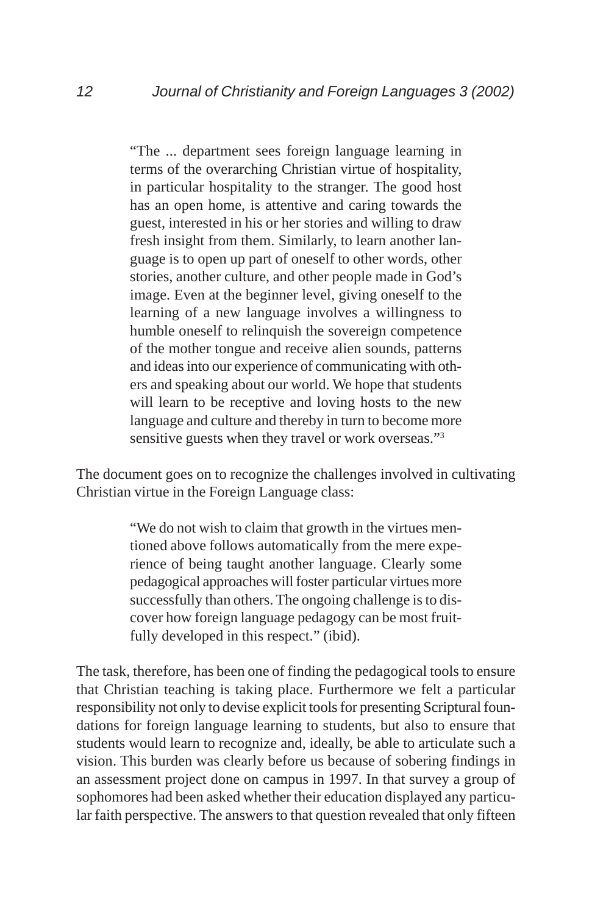> "The ... department sees foreign language learning in terms of the overarching Christian virtue of hospitality, in particular hospitality to the stranger. The good host has an open home, is attentive and caring towards the guest, interested in his or her stories and willing to draw fresh insight from them. Similarly, to learn another language is to open up part of oneself to other words, other stories, another culture, and other people made in God's image. Even at the beginner level, giving oneself to the learning of a new language involves a willingness to humble oneself to relinquish the sovereign competence of the mother tongue and receive alien sounds, patterns and ideas into our experience of communicating with others and speaking about our world. We hope that students will learn to be receptive and loving hosts to the new language and culture and thereby in turn to become more sensitive guests when they travel or work overseas."[3]

The document goes on to recognize the challenges involved in cultivating Christian virtue in the Foreign Language class:

> "We do not wish to claim that growth in the virtues mentioned above follows automatically from the mere experience of being taught another language. Clearly some pedagogical approaches will foster particular virtues more successfully than others. The ongoing challenge is to discover how foreign language pedagogy can be most fruitfully developed in this respect." (ibid).

The task, therefore, has been one of finding the pedagogical tools to ensure that Christian teaching is taking place. Furthermore we felt a particular responsibility not only to devise explicit tools for presenting Scriptural foundations for foreign language learning to students, but also to ensure that students would learn to recognize and, ideally, be able to articulate such a vision. This burden was clearly before us because of sobering findings in an assessment project done on campus in 1997. In that survey a group of sophomores had been asked whether their education displayed any particular faith perspective. The answers to that question revealed that only fifteen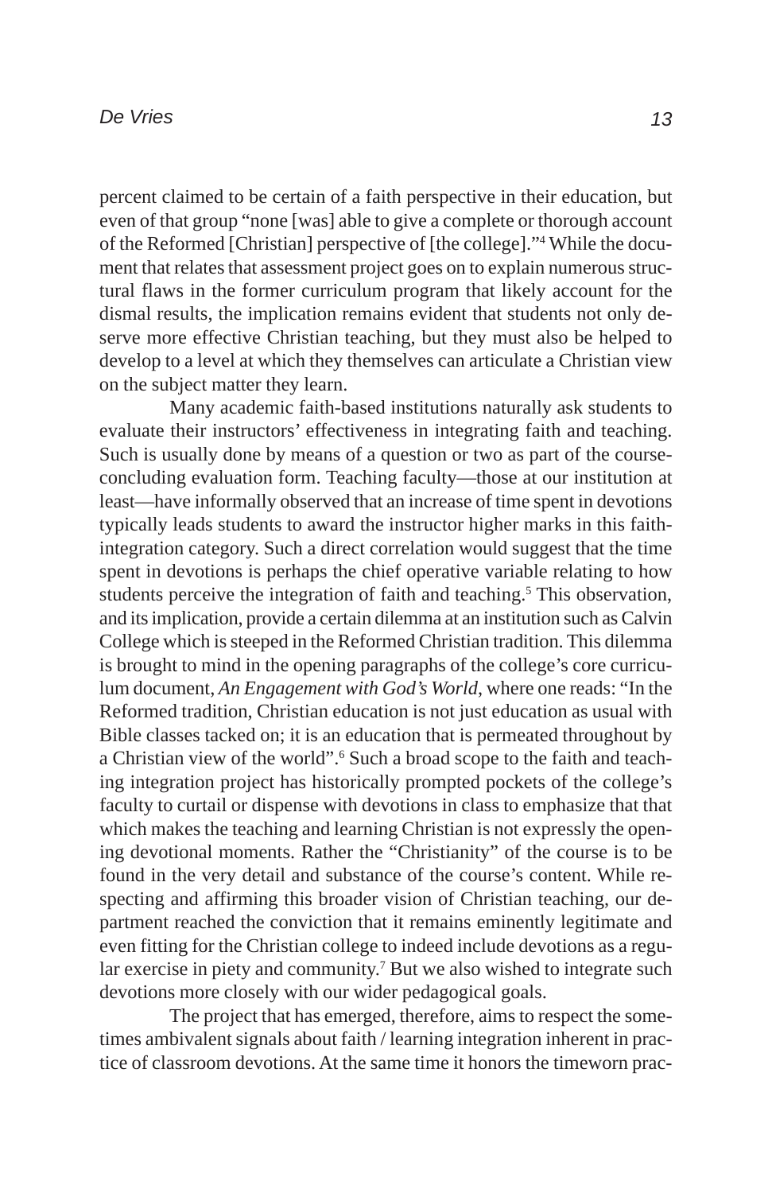percent claimed to be certain of a faith perspective in their education, but even of that group "none [was] able to give a complete or thorough account of the Reformed [Christian] perspective of [the college]."[4] While the document that relates that assessment project goes on to explain numerous structural flaws in the former curriculum program that likely account for the dismal results, the implication remains evident that students not only deserve more effective Christian teaching, but they must also be helped to develop to a level at which they themselves can articulate a Christian view on the subject matter they learn.

Many academic faith-based institutions naturally ask students to evaluate their instructors' effectiveness in integrating faith and teaching. Such is usually done by means of a question or two as part of the course-concluding evaluation form. Teaching faculty—those at our institution at least—have informally observed that an increase of time spent in devotions typically leads students to award the instructor higher marks in this faith-integration category. Such a direct correlation would suggest that the time spent in devotions is perhaps the chief operative variable relating to how students perceive the integration of faith and teaching.[5] This observation, and its implication, provide a certain dilemma at an institution such as Calvin College which is steeped in the Reformed Christian tradition. This dilemma is brought to mind in the opening paragraphs of the college's core curriculum document, *An Engagement with God's World*, where one reads: "In the Reformed tradition, Christian education is not just education as usual with Bible classes tacked on; it is an education that is permeated throughout by a Christian view of the world".[6] Such a broad scope to the faith and teaching integration project has historically prompted pockets of the college's faculty to curtail or dispense with devotions in class to emphasize that that which makes the teaching and learning Christian is not expressly the opening devotional moments. Rather the "Christianity" of the course is to be found in the very detail and substance of the course's content. While respecting and affirming this broader vision of Christian teaching, our department reached the conviction that it remains eminently legitimate and even fitting for the Christian college to indeed include devotions as a regular exercise in piety and community.[7] But we also wished to integrate such devotions more closely with our wider pedagogical goals.

The project that has emerged, therefore, aims to respect the sometimes ambivalent signals about faith / learning integration inherent in practice of classroom devotions. At the same time it honors the timeworn prac-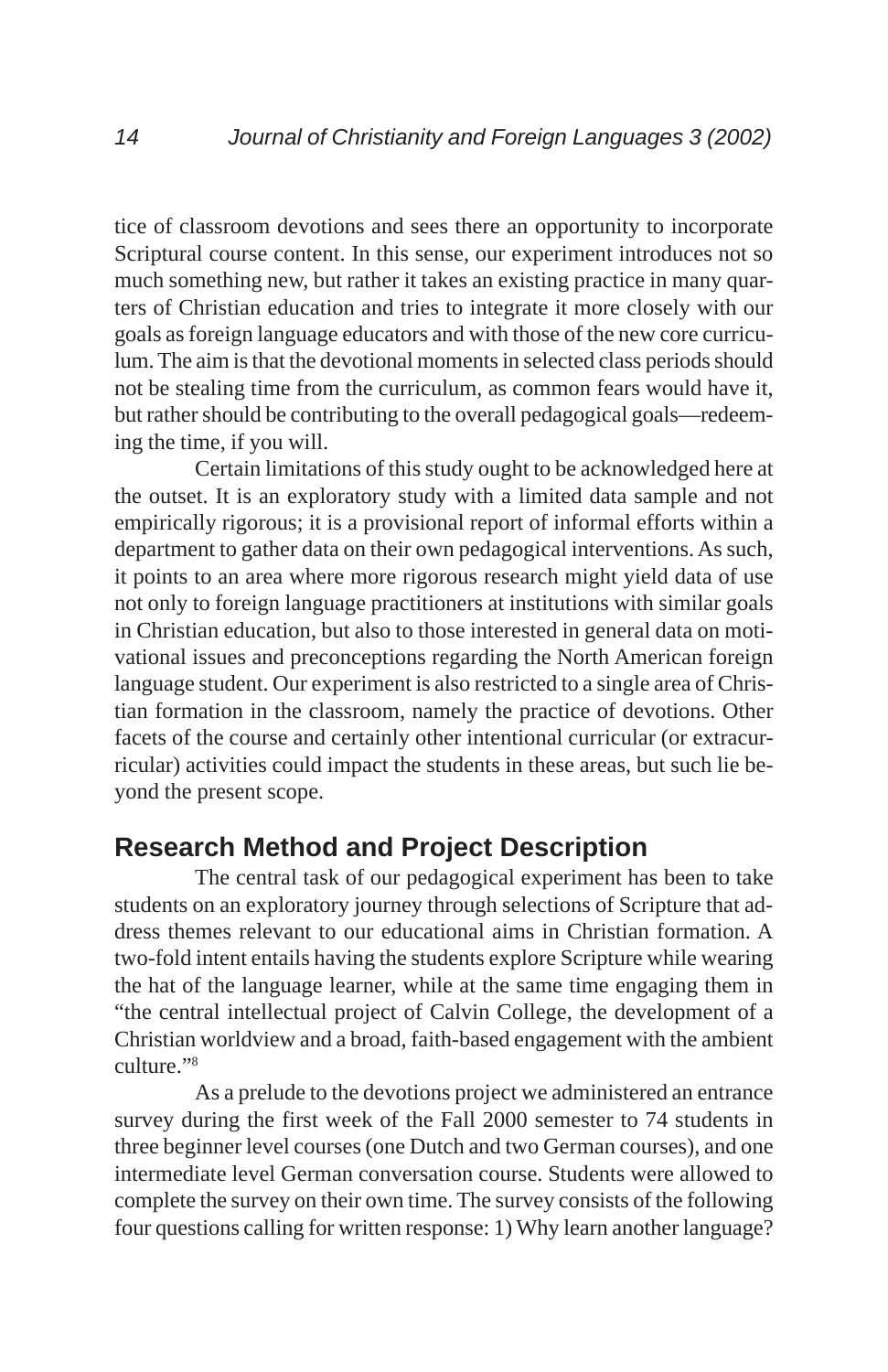tice of classroom devotions and sees there an opportunity to incorporate Scriptural course content. In this sense, our experiment introduces not so much something new, but rather it takes an existing practice in many quarters of Christian education and tries to integrate it more closely with our goals as foreign language educators and with those of the new core curriculum. The aim is that the devotional moments in selected class periods should not be stealing time from the curriculum, as common fears would have it, but rather should be contributing to the overall pedagogical goals—redeeming the time, if you will.

Certain limitations of this study ought to be acknowledged here at the outset. It is an exploratory study with a limited data sample and not empirically rigorous; it is a provisional report of informal efforts within a department to gather data on their own pedagogical interventions. As such, it points to an area where more rigorous research might yield data of use not only to foreign language practitioners at institutions with similar goals in Christian education, but also to those interested in general data on motivational issues and preconceptions regarding the North American foreign language student. Our experiment is also restricted to a single area of Christian formation in the classroom, namely the practice of devotions. Other facets of the course and certainly other intentional curricular (or extracurricular) activities could impact the students in these areas, but such lie beyond the present scope.

## Research Method and Project Description

The central task of our pedagogical experiment has been to take students on an exploratory journey through selections of Scripture that address themes relevant to our educational aims in Christian formation. A two-fold intent entails having the students explore Scripture while wearing the hat of the language learner, while at the same time engaging them in "the central intellectual project of Calvin College, the development of a Christian worldview and a broad, faith-based engagement with the ambient culture."[8]

As a prelude to the devotions project we administered an entrance survey during the first week of the Fall 2000 semester to 74 students in three beginner level courses (one Dutch and two German courses), and one intermediate level German conversation course. Students were allowed to complete the survey on their own time. The survey consists of the following four questions calling for written response: 1) Why learn another language?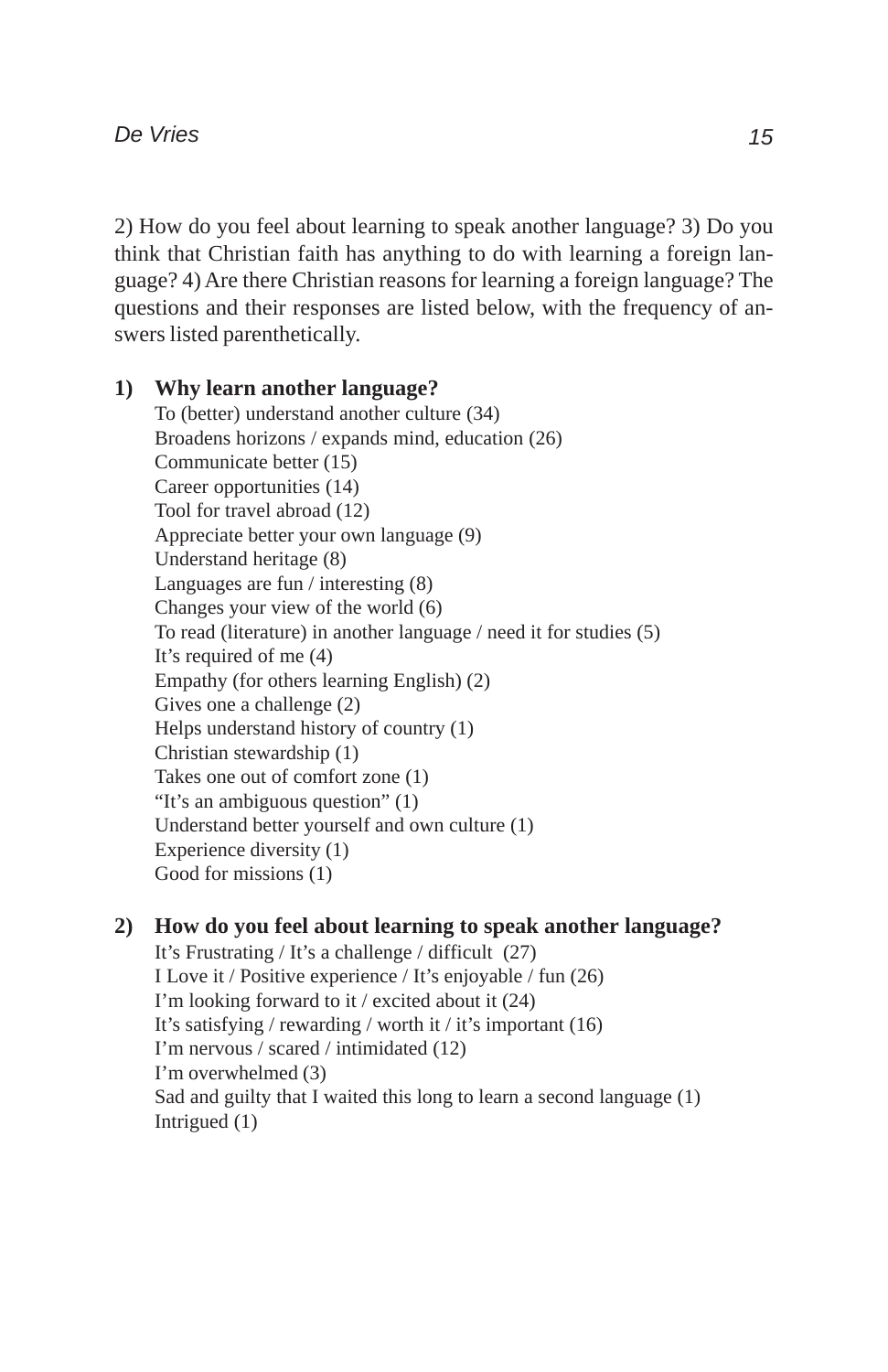2) How do you feel about learning to speak another language? 3) Do you think that Christian faith has anything to do with learning a foreign language? 4) Are there Christian reasons for learning a foreign language? The questions and their responses are listed below, with the frequency of answers listed parenthetically.

**1) Why learn another language?**

To (better) understand another culture (34)
Broadens horizons / expands mind, education (26)
Communicate better (15)
Career opportunities (14)
Tool for travel abroad (12)
Appreciate better your own language (9)
Understand heritage (8)
Languages are fun / interesting (8)
Changes your view of the world (6)
To read (literature) in another language / need it for studies (5)
It's required of me (4)
Empathy (for others learning English) (2)
Gives one a challenge (2)
Helps understand history of country (1)
Christian stewardship (1)
Takes one out of comfort zone (1)
"It's an ambiguous question" (1)
Understand better yourself and own culture (1)
Experience diversity (1)
Good for missions (1)

**2) How do you feel about learning to speak another language?**

It's Frustrating / It's a challenge / difficult (27)
I Love it / Positive experience / It's enjoyable / fun (26)
I'm looking forward to it / excited about it (24)
It's satisfying / rewarding / worth it / it's important (16)
I'm nervous / scared / intimidated (12)
I'm overwhelmed (3)
Sad and guilty that I waited this long to learn a second language (1)
Intrigued (1)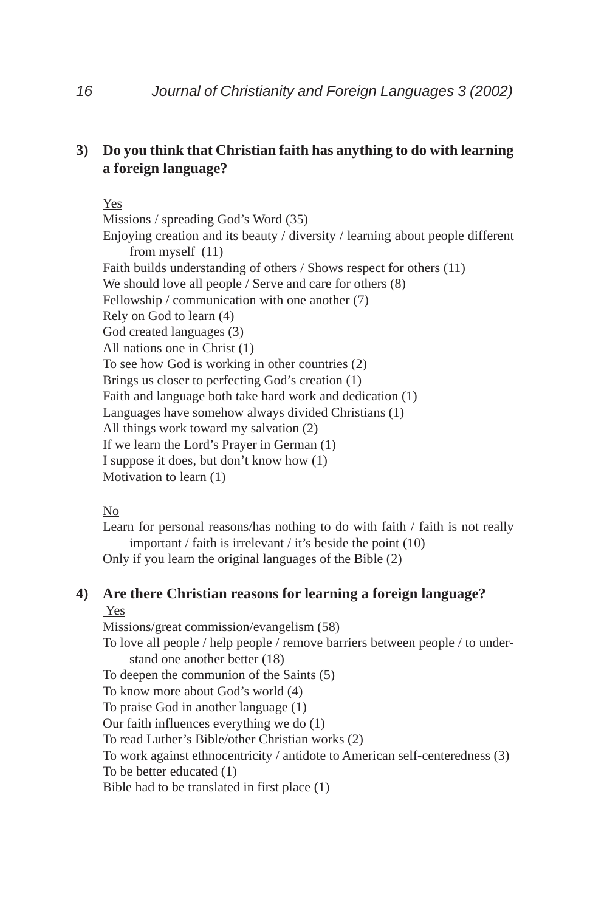**3) Do you think that Christian faith has anything to do with learning a foreign language?**

Yes

Missions / spreading God's Word (35)
Enjoying creation and its beauty / diversity / learning about people different from myself (11)
Faith builds understanding of others / Shows respect for others (11)
We should love all people / Serve and care for others (8)
Fellowship / communication with one another (7)
Rely on God to learn (4)
God created languages (3)
All nations one in Christ (1)
To see how God is working in other countries (2)
Brings us closer to perfecting God's creation (1)
Faith and language both take hard work and dedication (1)
Languages have somehow always divided Christians (1)
All things work toward my salvation (2)
If we learn the Lord's Prayer in German (1)
I suppose it does, but don't know how (1)
Motivation to learn (1)

No

Learn for personal reasons/has nothing to do with faith / faith is not really important / faith is irrelevant / it's beside the point (10)
Only if you learn the original languages of the Bible (2)

**4) Are there Christian reasons for learning a foreign language?**

Yes

Missions/great commission/evangelism (58)
To love all people / help people / remove barriers between people / to understand one another better (18)
To deepen the communion of the Saints (5)
To know more about God's world (4)
To praise God in another language (1)
Our faith influences everything we do (1)
To read Luther's Bible/other Christian works (2)
To work against ethnocentricity / antidote to American self-centeredness (3)
To be better educated (1)
Bible had to be translated in first place (1)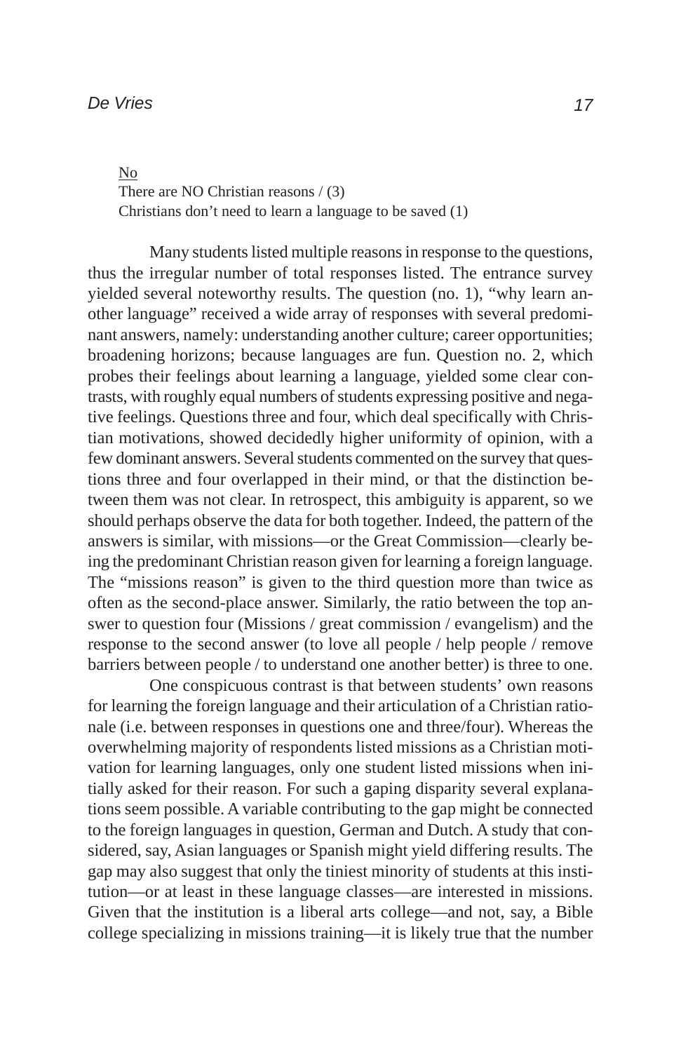No

There are NO Christian reasons / (3)
Christians don't need to learn a language to be saved (1)

Many students listed multiple reasons in response to the questions, thus the irregular number of total responses listed. The entrance survey yielded several noteworthy results. The question (no. 1), "why learn another language" received a wide array of responses with several predominant answers, namely: understanding another culture; career opportunities; broadening horizons; because languages are fun. Question no. 2, which probes their feelings about learning a language, yielded some clear contrasts, with roughly equal numbers of students expressing positive and negative feelings. Questions three and four, which deal specifically with Christian motivations, showed decidedly higher uniformity of opinion, with a few dominant answers. Several students commented on the survey that questions three and four overlapped in their mind, or that the distinction between them was not clear. In retrospect, this ambiguity is apparent, so we should perhaps observe the data for both together. Indeed, the pattern of the answers is similar, with missions—or the Great Commission—clearly being the predominant Christian reason given for learning a foreign language. The "missions reason" is given to the third question more than twice as often as the second-place answer. Similarly, the ratio between the top answer to question four (Missions / great commission / evangelism) and the response to the second answer (to love all people / help people / remove barriers between people / to understand one another better) is three to one.

One conspicuous contrast is that between students' own reasons for learning the foreign language and their articulation of a Christian rationale (i.e. between responses in questions one and three/four). Whereas the overwhelming majority of respondents listed missions as a Christian motivation for learning languages, only one student listed missions when initially asked for their reason. For such a gaping disparity several explanations seem possible. A variable contributing to the gap might be connected to the foreign languages in question, German and Dutch. A study that considered, say, Asian languages or Spanish might yield differing results. The gap may also suggest that only the tiniest minority of students at this institution—or at least in these language classes—are interested in missions. Given that the institution is a liberal arts college—and not, say, a Bible college specializing in missions training—it is likely true that the number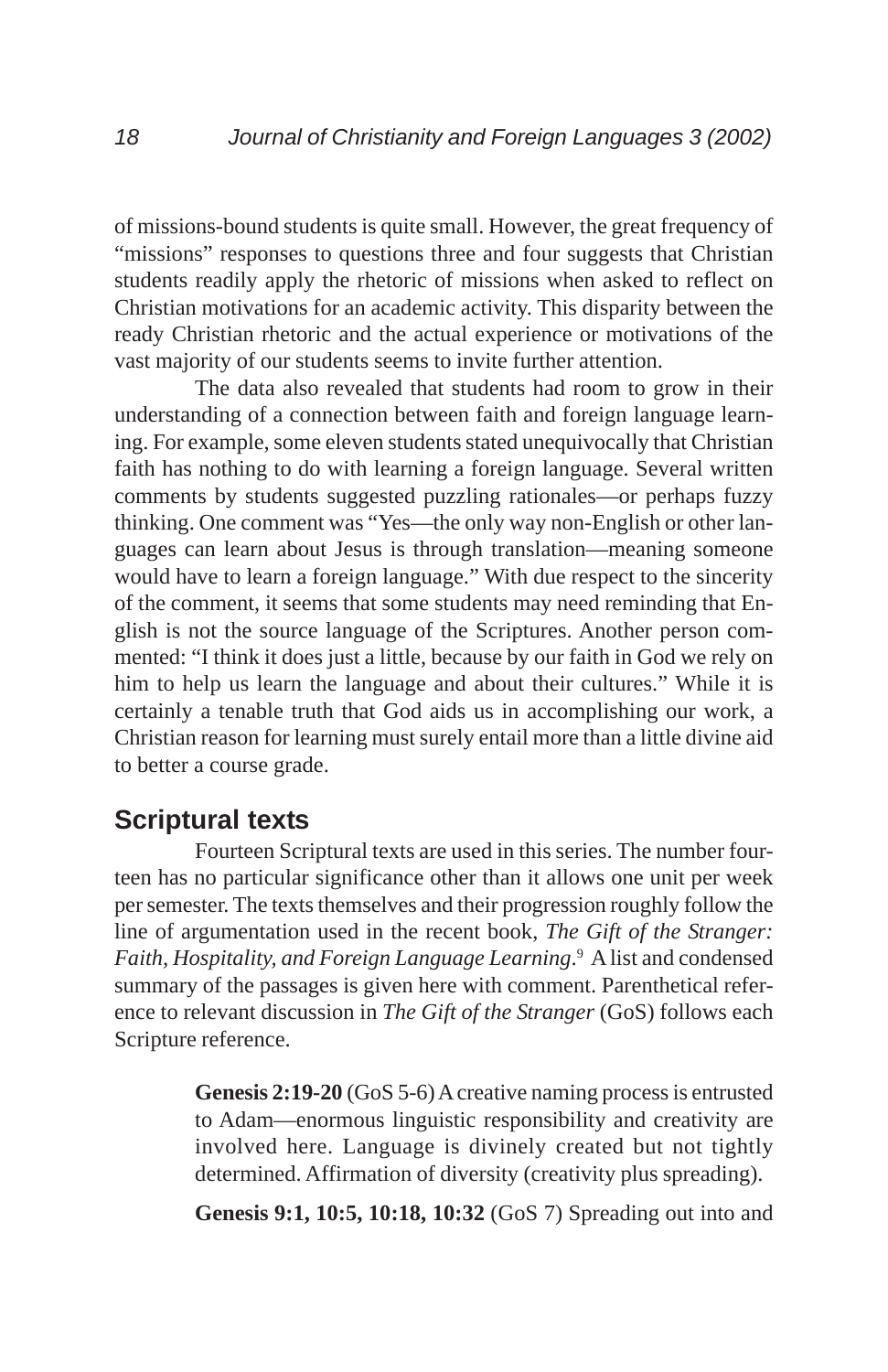of missions-bound students is quite small. However, the great frequency of "missions" responses to questions three and four suggests that Christian students readily apply the rhetoric of missions when asked to reflect on Christian motivations for an academic activity. This disparity between the ready Christian rhetoric and the actual experience or motivations of the vast majority of our students seems to invite further attention.

The data also revealed that students had room to grow in their understanding of a connection between faith and foreign language learning. For example, some eleven students stated unequivocally that Christian faith has nothing to do with learning a foreign language. Several written comments by students suggested puzzling rationales—or perhaps fuzzy thinking. One comment was "Yes—the only way non-English or other languages can learn about Jesus is through translation—meaning someone would have to learn a foreign language." With due respect to the sincerity of the comment, it seems that some students may need reminding that English is not the source language of the Scriptures. Another person commented: "I think it does just a little, because by our faith in God we rely on him to help us learn the language and about their cultures." While it is certainly a tenable truth that God aids us in accomplishing our work, a Christian reason for learning must surely entail more than a little divine aid to better a course grade.

## Scriptural texts

Fourteen Scriptural texts are used in this series. The number fourteen has no particular significance other than it allows one unit per week per semester. The texts themselves and their progression roughly follow the line of argumentation used in the recent book, *The Gift of the Stranger: Faith, Hospitality, and Foreign Language Learning*.[9] A list and condensed summary of the passages is given here with comment. Parenthetical reference to relevant discussion in *The Gift of the Stranger* (GoS) follows each Scripture reference.

> **Genesis 2:19-20** (GoS 5-6) A creative naming process is entrusted to Adam—enormous linguistic responsibility and creativity are involved here. Language is divinely created but not tightly determined. Affirmation of diversity (creativity plus spreading).
>
> **Genesis 9:1, 10:5, 10:18, 10:32** (GoS 7) Spreading out into and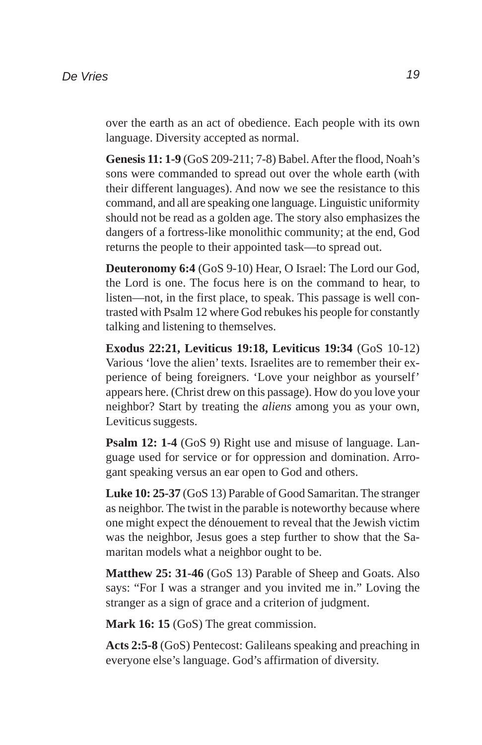over the earth as an act of obedience. Each people with its own language. Diversity accepted as normal.

**Genesis 11: 1-9** (GoS 209-211; 7-8) Babel. After the flood, Noah's sons were commanded to spread out over the whole earth (with their different languages). And now we see the resistance to this command, and all are speaking one language. Linguistic uniformity should not be read as a golden age. The story also emphasizes the dangers of a fortress-like monolithic community; at the end, God returns the people to their appointed task—to spread out.

**Deuteronomy 6:4** (GoS 9-10) Hear, O Israel: The Lord our God, the Lord is one. The focus here is on the command to hear, to listen—not, in the first place, to speak. This passage is well contrasted with Psalm 12 where God rebukes his people for constantly talking and listening to themselves.

**Exodus 22:21, Leviticus 19:18, Leviticus 19:34** (GoS 10-12) Various 'love the alien' texts. Israelites are to remember their experience of being foreigners. 'Love your neighbor as yourself' appears here. (Christ drew on this passage). How do you love your neighbor? Start by treating the *aliens* among you as your own, Leviticus suggests.

**Psalm 12: 1-4** (GoS 9) Right use and misuse of language. Language used for service or for oppression and domination. Arrogant speaking versus an ear open to God and others.

**Luke 10: 25-37** (GoS 13) Parable of Good Samaritan. The stranger as neighbor. The twist in the parable is noteworthy because where one might expect the dénouement to reveal that the Jewish victim was the neighbor, Jesus goes a step further to show that the Samaritan models what a neighbor ought to be.

**Matthew 25: 31-46** (GoS 13) Parable of Sheep and Goats. Also says: "For I was a stranger and you invited me in." Loving the stranger as a sign of grace and a criterion of judgment.

**Mark 16: 15** (GoS) The great commission.

**Acts 2:5-8** (GoS) Pentecost: Galileans speaking and preaching in everyone else's language. God's affirmation of diversity.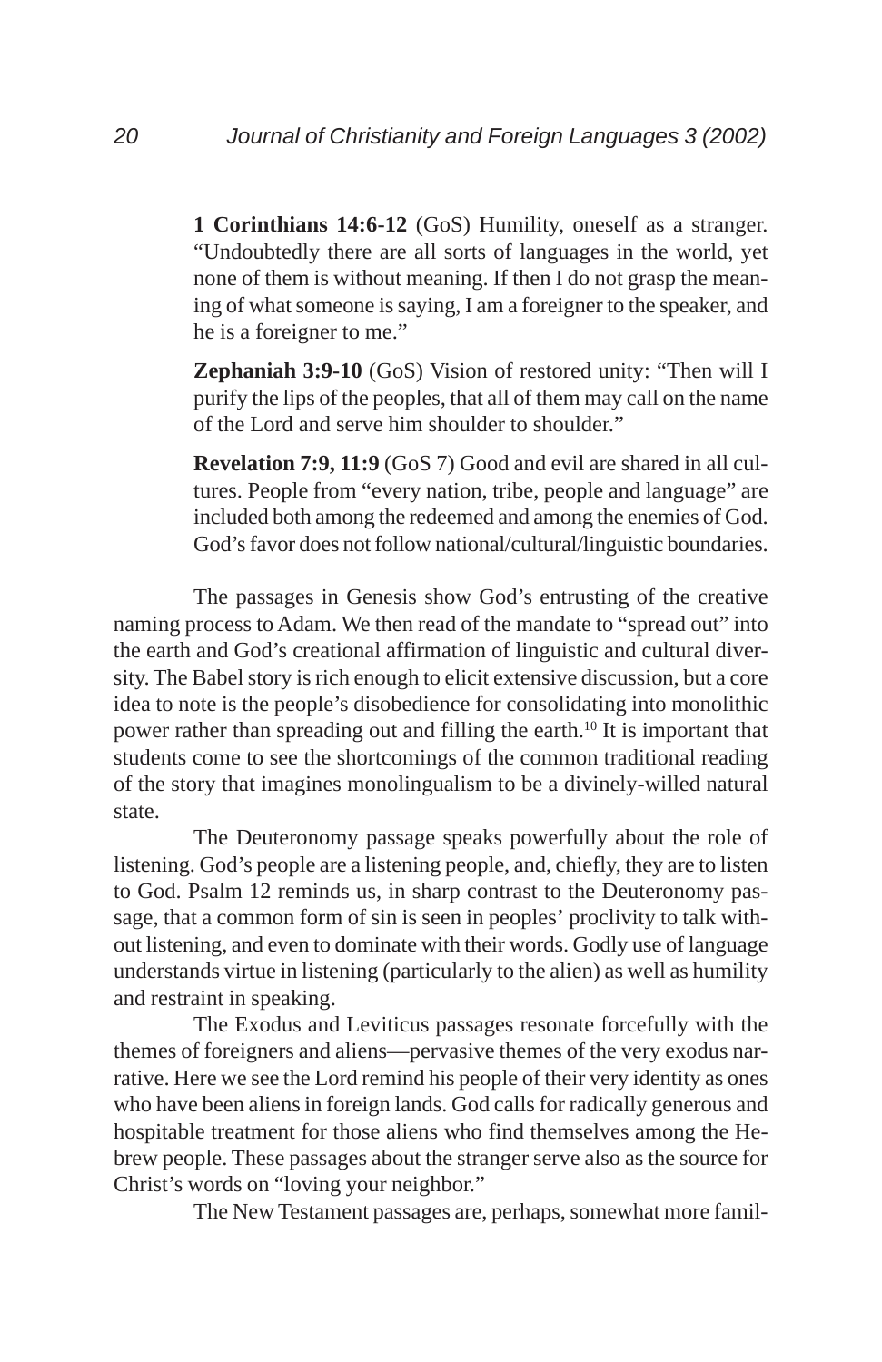**1 Corinthians 14:6-12** (GoS) Humility, oneself as a stranger. "Undoubtedly there are all sorts of languages in the world, yet none of them is without meaning. If then I do not grasp the meaning of what someone is saying, I am a foreigner to the speaker, and he is a foreigner to me."

**Zephaniah 3:9-10** (GoS) Vision of restored unity: "Then will I purify the lips of the peoples, that all of them may call on the name of the Lord and serve him shoulder to shoulder."

**Revelation 7:9, 11:9** (GoS 7) Good and evil are shared in all cultures. People from "every nation, tribe, people and language" are included both among the redeemed and among the enemies of God. God's favor does not follow national/cultural/linguistic boundaries.

The passages in Genesis show God's entrusting of the creative naming process to Adam. We then read of the mandate to "spread out" into the earth and God's creational affirmation of linguistic and cultural diversity. The Babel story is rich enough to elicit extensive discussion, but a core idea to note is the people's disobedience for consolidating into monolithic power rather than spreading out and filling the earth.[10] It is important that students come to see the shortcomings of the common traditional reading of the story that imagines monolingualism to be a divinely-willed natural state.

The Deuteronomy passage speaks powerfully about the role of listening. God's people are a listening people, and, chiefly, they are to listen to God. Psalm 12 reminds us, in sharp contrast to the Deuteronomy passage, that a common form of sin is seen in peoples' proclivity to talk without listening, and even to dominate with their words. Godly use of language understands virtue in listening (particularly to the alien) as well as humility and restraint in speaking.

The Exodus and Leviticus passages resonate forcefully with the themes of foreigners and aliens—pervasive themes of the very exodus narrative. Here we see the Lord remind his people of their very identity as ones who have been aliens in foreign lands. God calls for radically generous and hospitable treatment for those aliens who find themselves among the Hebrew people. These passages about the stranger serve also as the source for Christ's words on "loving your neighbor."

The New Testament passages are, perhaps, somewhat more famil-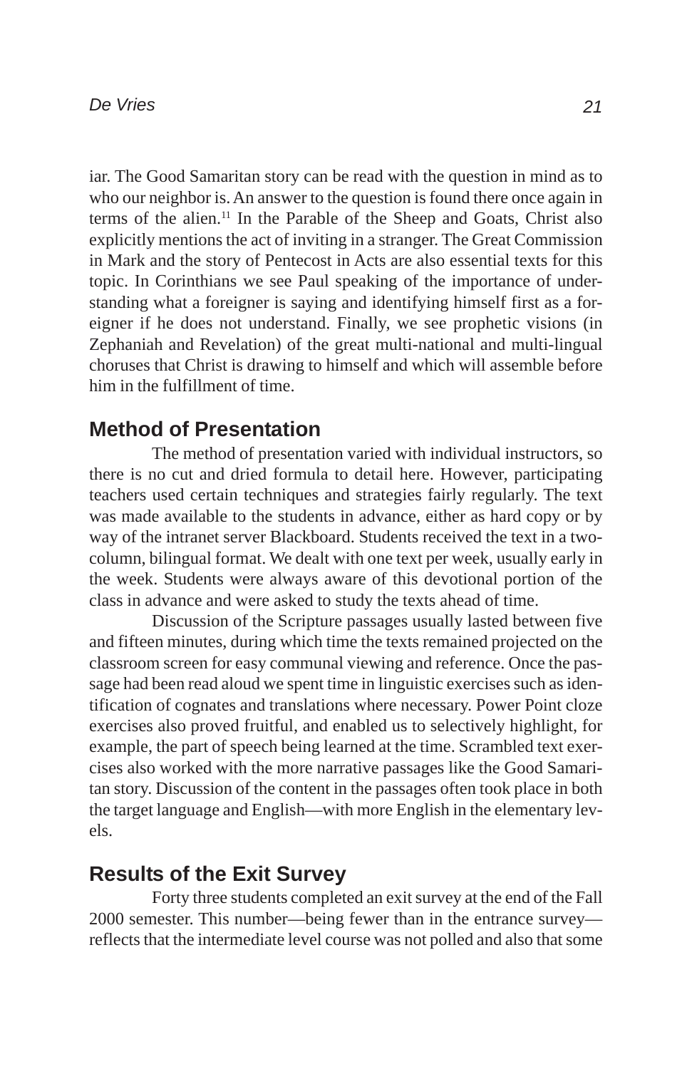iar. The Good Samaritan story can be read with the question in mind as to who our neighbor is. An answer to the question is found there once again in terms of the alien.[11] In the Parable of the Sheep and Goats, Christ also explicitly mentions the act of inviting in a stranger. The Great Commission in Mark and the story of Pentecost in Acts are also essential texts for this topic. In Corinthians we see Paul speaking of the importance of understanding what a foreigner is saying and identifying himself first as a foreigner if he does not understand. Finally, we see prophetic visions (in Zephaniah and Revelation) of the great multi-national and multi-lingual choruses that Christ is drawing to himself and which will assemble before him in the fulfillment of time.

## Method of Presentation

The method of presentation varied with individual instructors, so there is no cut and dried formula to detail here. However, participating teachers used certain techniques and strategies fairly regularly. The text was made available to the students in advance, either as hard copy or by way of the intranet server Blackboard. Students received the text in a two-column, bilingual format. We dealt with one text per week, usually early in the week. Students were always aware of this devotional portion of the class in advance and were asked to study the texts ahead of time.

Discussion of the Scripture passages usually lasted between five and fifteen minutes, during which time the texts remained projected on the classroom screen for easy communal viewing and reference. Once the passage had been read aloud we spent time in linguistic exercises such as identification of cognates and translations where necessary. Power Point cloze exercises also proved fruitful, and enabled us to selectively highlight, for example, the part of speech being learned at the time. Scrambled text exercises also worked with the more narrative passages like the Good Samaritan story. Discussion of the content in the passages often took place in both the target language and English—with more English in the elementary levels.

## Results of the Exit Survey

Forty three students completed an exit survey at the end of the Fall 2000 semester. This number—being fewer than in the entrance survey—reflects that the intermediate level course was not polled and also that some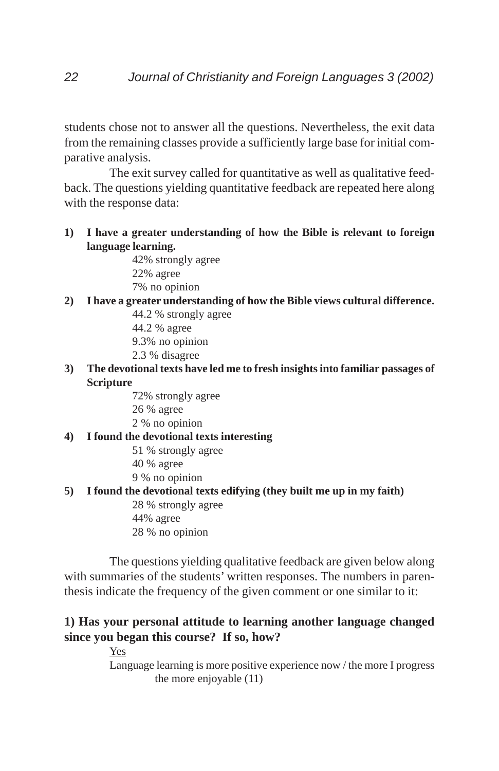students chose not to answer all the questions. Nevertheless, the exit data from the remaining classes provide a sufficiently large base for initial comparative analysis.

The exit survey called for quantitative as well as qualitative feedback. The questions yielding quantitative feedback are repeated here along with the response data:

1) **I have a greater understanding of how the Bible is relevant to foreign language learning.**

    42% strongly agree
    22% agree
    7% no opinion

2) **I have a greater understanding of how the Bible views cultural difference.**

    44.2 % strongly agree
    44.2 % agree
    9.3% no opinion
    2.3 % disagree

3) **The devotional texts have led me to fresh insights into familiar passages of Scripture**

    72% strongly agree
    26 % agree
    2 % no opinion

4) **I found the devotional texts interesting**

    51 % strongly agree
    40 % agree
    9 % no opinion

5) **I found the devotional texts edifying (they built me up in my faith)**

    28 % strongly agree
    44% agree
    28 % no opinion

The questions yielding qualitative feedback are given below along with summaries of the students' written responses. The numbers in parenthesis indicate the frequency of the given comment or one similar to it:

**1) Has your personal attitude to learning another language changed since you began this course? If so, how?**

Yes

Language learning is more positive experience now / the more I progress the more enjoyable (11)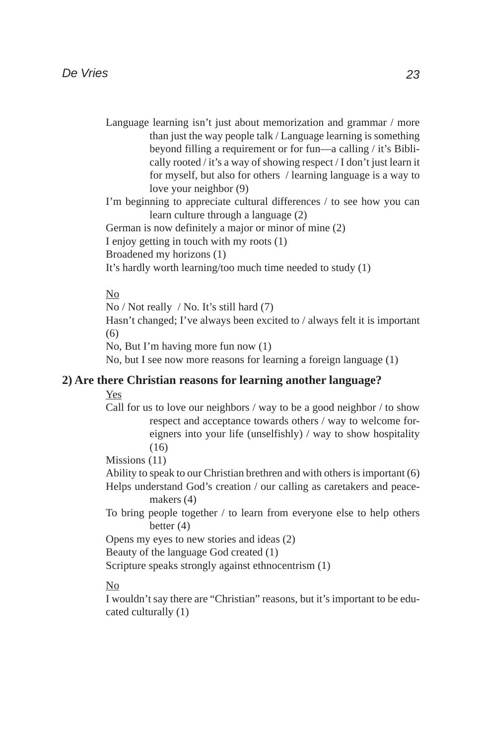Language learning isn't just about memorization and grammar / more than just the way people talk / Language learning is something beyond filling a requirement or for fun—a calling / it's Biblically rooted / it's a way of showing respect / I don't just learn it for myself, but also for others / learning language is a way to love your neighbor (9)

I'm beginning to appreciate cultural differences / to see how you can learn culture through a language (2)

German is now definitely a major or minor of mine (2)

I enjoy getting in touch with my roots (1)

Broadened my horizons (1)

It's hardly worth learning/too much time needed to study (1)

<u>No</u>

No / Not really / No. It's still hard (7)

Hasn't changed; I've always been excited to / always felt it is important (6)

No, But I'm having more fun now (1)

No, but I see now more reasons for learning a foreign language (1)

**2) Are there Christian reasons for learning another language?**

<u>Yes</u>

Call for us to love our neighbors / way to be a good neighbor / to show respect and acceptance towards others / way to welcome foreigners into your life (unselfishly) / way to show hospitality (16)

Missions (11)

Ability to speak to our Christian brethren and with others is important (6)

Helps understand God's creation / our calling as caretakers and peacemakers (4)

To bring people together / to learn from everyone else to help others better (4)

Opens my eyes to new stories and ideas (2)

Beauty of the language God created (1)

Scripture speaks strongly against ethnocentrism (1)

<u>No</u>

I wouldn't say there are "Christian" reasons, but it's important to be educated culturally (1)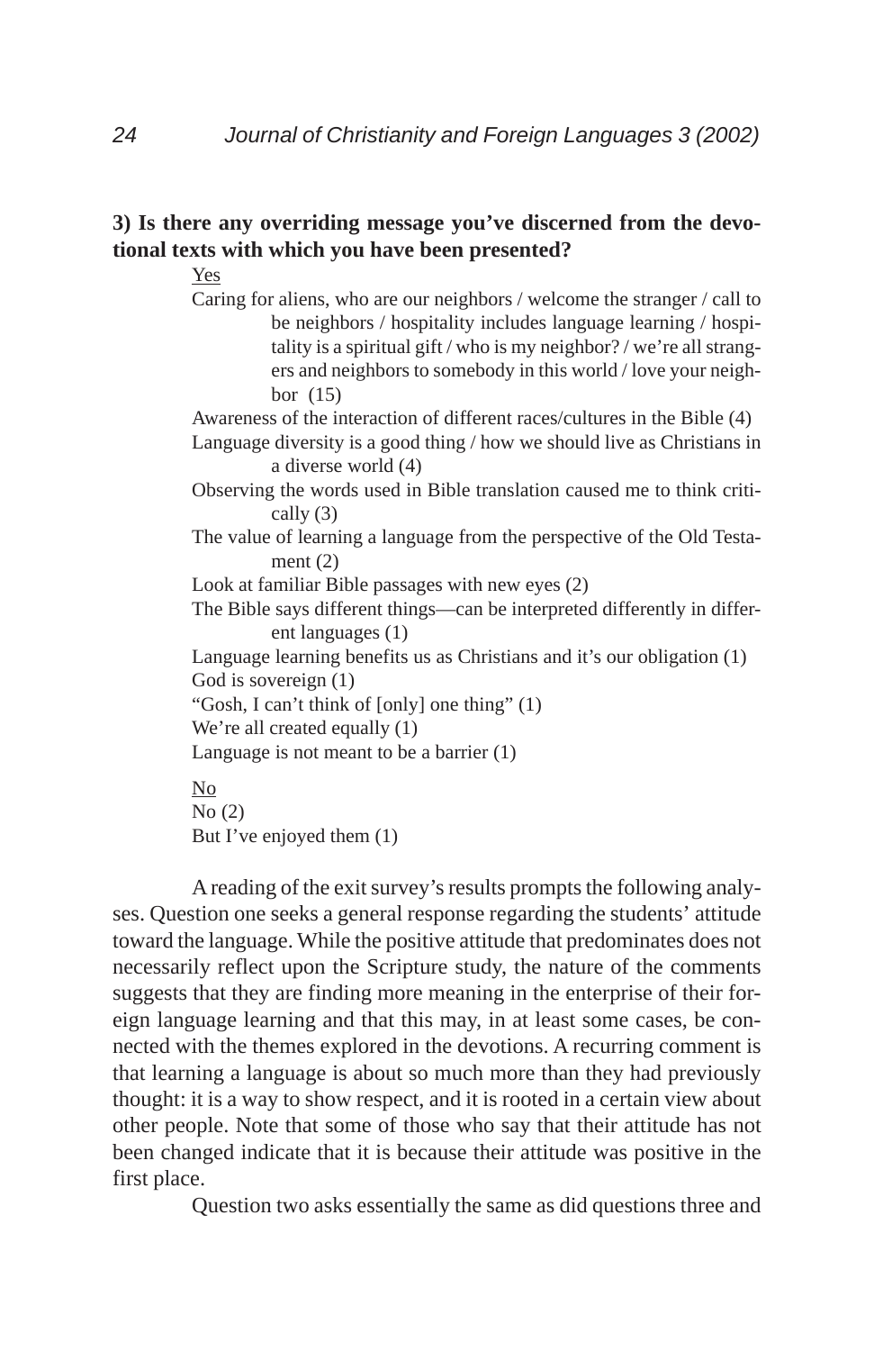**3) Is there any overriding message you've discerned from the devotional texts with which you have been presented?**

Yes

Caring for aliens, who are our neighbors / welcome the stranger / call to be neighbors / hospitality includes language learning / hospitality is a spiritual gift / who is my neighbor? / we're all strangers and neighbors to somebody in this world / love your neighbor (15)

Awareness of the interaction of different races/cultures in the Bible (4)

Language diversity is a good thing / how we should live as Christians in a diverse world (4)

Observing the words used in Bible translation caused me to think critically (3)

The value of learning a language from the perspective of the Old Testament (2)

Look at familiar Bible passages with new eyes (2)

The Bible says different things—can be interpreted differently in different languages (1)

Language learning benefits us as Christians and it's our obligation (1)

God is sovereign (1)

"Gosh, I can't think of [only] one thing" (1)

We're all created equally (1)

Language is not meant to be a barrier (1)

No

No (2)

But I've enjoyed them (1)

A reading of the exit survey's results prompts the following analyses. Question one seeks a general response regarding the students' attitude toward the language. While the positive attitude that predominates does not necessarily reflect upon the Scripture study, the nature of the comments suggests that they are finding more meaning in the enterprise of their foreign language learning and that this may, in at least some cases, be connected with the themes explored in the devotions. A recurring comment is that learning a language is about so much more than they had previously thought: it is a way to show respect, and it is rooted in a certain view about other people. Note that some of those who say that their attitude has not been changed indicate that it is because their attitude was positive in the first place.

Question two asks essentially the same as did questions three and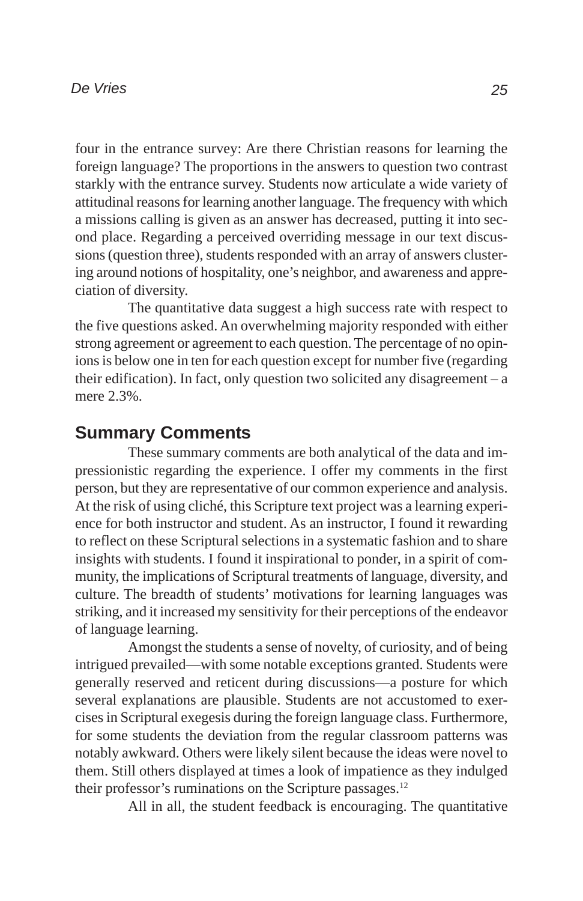four in the entrance survey: Are there Christian reasons for learning the foreign language? The proportions in the answers to question two contrast starkly with the entrance survey. Students now articulate a wide variety of attitudinal reasons for learning another language. The frequency with which a missions calling is given as an answer has decreased, putting it into second place. Regarding a perceived overriding message in our text discussions (question three), students responded with an array of answers clustering around notions of hospitality, one's neighbor, and awareness and appreciation of diversity.

The quantitative data suggest a high success rate with respect to the five questions asked. An overwhelming majority responded with either strong agreement or agreement to each question. The percentage of no opinions is below one in ten for each question except for number five (regarding their edification). In fact, only question two solicited any disagreement – a mere 2.3%.

## Summary Comments

These summary comments are both analytical of the data and impressionistic regarding the experience. I offer my comments in the first person, but they are representative of our common experience and analysis. At the risk of using cliché, this Scripture text project was a learning experience for both instructor and student. As an instructor, I found it rewarding to reflect on these Scriptural selections in a systematic fashion and to share insights with students. I found it inspirational to ponder, in a spirit of community, the implications of Scriptural treatments of language, diversity, and culture. The breadth of students' motivations for learning languages was striking, and it increased my sensitivity for their perceptions of the endeavor of language learning.

Amongst the students a sense of novelty, of curiosity, and of being intrigued prevailed—with some notable exceptions granted. Students were generally reserved and reticent during discussions—a posture for which several explanations are plausible. Students are not accustomed to exercises in Scriptural exegesis during the foreign language class. Furthermore, for some students the deviation from the regular classroom patterns was notably awkward. Others were likely silent because the ideas were novel to them. Still others displayed at times a look of impatience as they indulged their professor's ruminations on the Scripture passages.[12]

All in all, the student feedback is encouraging. The quantitative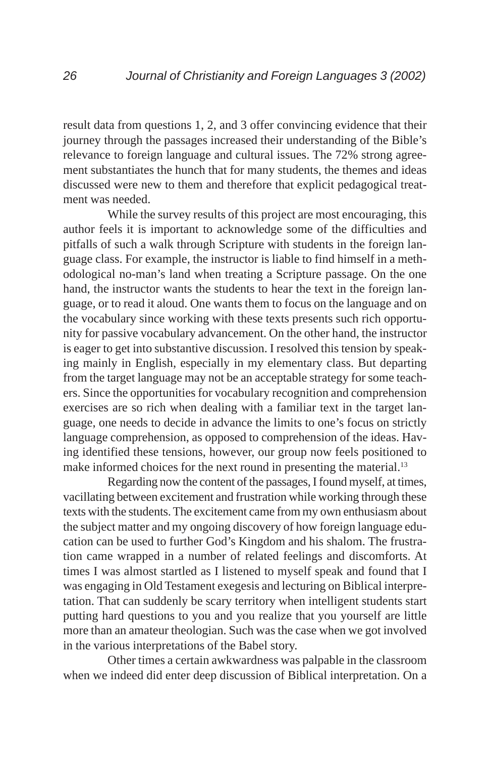result data from questions 1, 2, and 3 offer convincing evidence that their journey through the passages increased their understanding of the Bible's relevance to foreign language and cultural issues. The 72% strong agreement substantiates the hunch that for many students, the themes and ideas discussed were new to them and therefore that explicit pedagogical treatment was needed.

While the survey results of this project are most encouraging, this author feels it is important to acknowledge some of the difficulties and pitfalls of such a walk through Scripture with students in the foreign language class. For example, the instructor is liable to find himself in a methodological no-man's land when treating a Scripture passage. On the one hand, the instructor wants the students to hear the text in the foreign language, or to read it aloud. One wants them to focus on the language and on the vocabulary since working with these texts presents such rich opportunity for passive vocabulary advancement. On the other hand, the instructor is eager to get into substantive discussion. I resolved this tension by speaking mainly in English, especially in my elementary class. But departing from the target language may not be an acceptable strategy for some teachers. Since the opportunities for vocabulary recognition and comprehension exercises are so rich when dealing with a familiar text in the target language, one needs to decide in advance the limits to one's focus on strictly language comprehension, as opposed to comprehension of the ideas. Having identified these tensions, however, our group now feels positioned to make informed choices for the next round in presenting the material.[13]

Regarding now the content of the passages, I found myself, at times, vacillating between excitement and frustration while working through these texts with the students. The excitement came from my own enthusiasm about the subject matter and my ongoing discovery of how foreign language education can be used to further God's Kingdom and his shalom. The frustration came wrapped in a number of related feelings and discomforts. At times I was almost startled as I listened to myself speak and found that I was engaging in Old Testament exegesis and lecturing on Biblical interpretation. That can suddenly be scary territory when intelligent students start putting hard questions to you and you realize that you yourself are little more than an amateur theologian. Such was the case when we got involved in the various interpretations of the Babel story.

Other times a certain awkwardness was palpable in the classroom when we indeed did enter deep discussion of Biblical interpretation. On a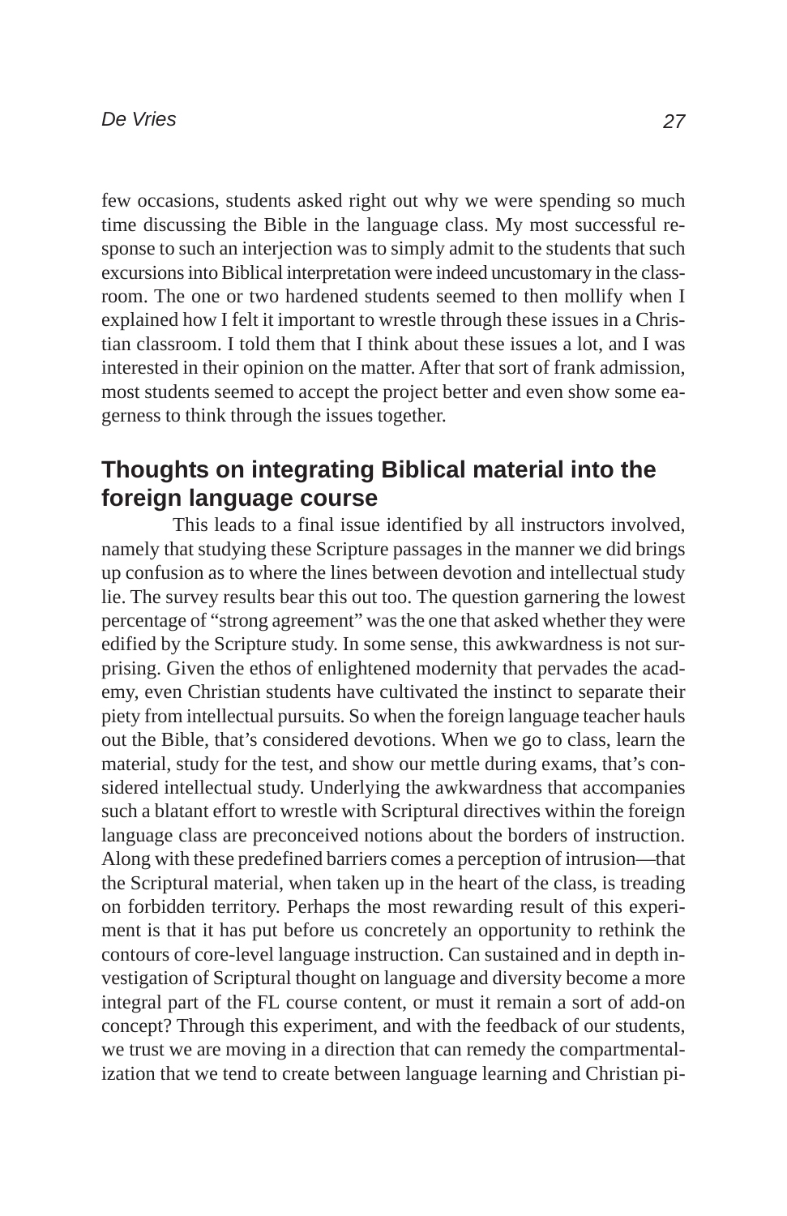few occasions, students asked right out why we were spending so much time discussing the Bible in the language class. My most successful response to such an interjection was to simply admit to the students that such excursions into Biblical interpretation were indeed uncustomary in the classroom. The one or two hardened students seemed to then mollify when I explained how I felt it important to wrestle through these issues in a Christian classroom. I told them that I think about these issues a lot, and I was interested in their opinion on the matter. After that sort of frank admission, most students seemed to accept the project better and even show some eagerness to think through the issues together.

## Thoughts on integrating Biblical material into the foreign language course

This leads to a final issue identified by all instructors involved, namely that studying these Scripture passages in the manner we did brings up confusion as to where the lines between devotion and intellectual study lie. The survey results bear this out too. The question garnering the lowest percentage of "strong agreement" was the one that asked whether they were edified by the Scripture study. In some sense, this awkwardness is not surprising. Given the ethos of enlightened modernity that pervades the academy, even Christian students have cultivated the instinct to separate their piety from intellectual pursuits. So when the foreign language teacher hauls out the Bible, that's considered devotions. When we go to class, learn the material, study for the test, and show our mettle during exams, that's considered intellectual study. Underlying the awkwardness that accompanies such a blatant effort to wrestle with Scriptural directives within the foreign language class are preconceived notions about the borders of instruction. Along with these predefined barriers comes a perception of intrusion—that the Scriptural material, when taken up in the heart of the class, is treading on forbidden territory. Perhaps the most rewarding result of this experiment is that it has put before us concretely an opportunity to rethink the contours of core-level language instruction. Can sustained and in depth investigation of Scriptural thought on language and diversity become a more integral part of the FL course content, or must it remain a sort of add-on concept? Through this experiment, and with the feedback of our students, we trust we are moving in a direction that can remedy the compartmentalization that we tend to create between language learning and Christian pi-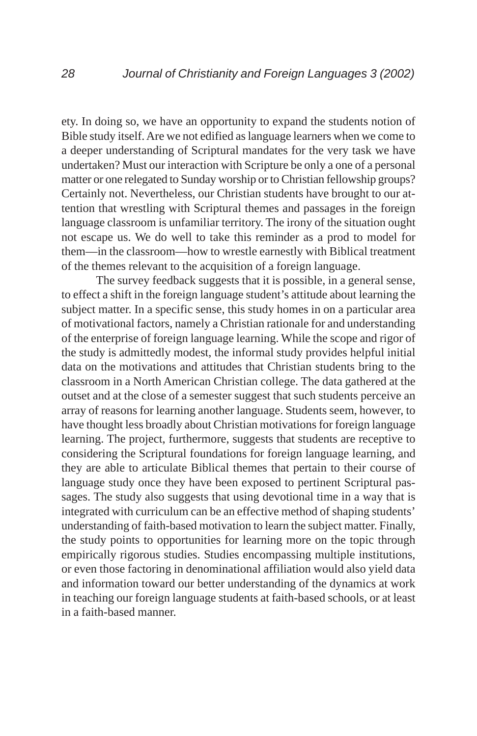ety. In doing so, we have an opportunity to expand the students notion of Bible study itself. Are we not edified as language learners when we come to a deeper understanding of Scriptural mandates for the very task we have undertaken? Must our interaction with Scripture be only a one of a personal matter or one relegated to Sunday worship or to Christian fellowship groups? Certainly not. Nevertheless, our Christian students have brought to our attention that wrestling with Scriptural themes and passages in the foreign language classroom is unfamiliar territory. The irony of the situation ought not escape us. We do well to take this reminder as a prod to model for them—in the classroom—how to wrestle earnestly with Biblical treatment of the themes relevant to the acquisition of a foreign language.

The survey feedback suggests that it is possible, in a general sense, to effect a shift in the foreign language student's attitude about learning the subject matter. In a specific sense, this study homes in on a particular area of motivational factors, namely a Christian rationale for and understanding of the enterprise of foreign language learning. While the scope and rigor of the study is admittedly modest, the informal study provides helpful initial data on the motivations and attitudes that Christian students bring to the classroom in a North American Christian college. The data gathered at the outset and at the close of a semester suggest that such students perceive an array of reasons for learning another language. Students seem, however, to have thought less broadly about Christian motivations for foreign language learning. The project, furthermore, suggests that students are receptive to considering the Scriptural foundations for foreign language learning, and they are able to articulate Biblical themes that pertain to their course of language study once they have been exposed to pertinent Scriptural passages. The study also suggests that using devotional time in a way that is integrated with curriculum can be an effective method of shaping students' understanding of faith-based motivation to learn the subject matter. Finally, the study points to opportunities for learning more on the topic through empirically rigorous studies. Studies encompassing multiple institutions, or even those factoring in denominational affiliation would also yield data and information toward our better understanding of the dynamics at work in teaching our foreign language students at faith-based schools, or at least in a faith-based manner.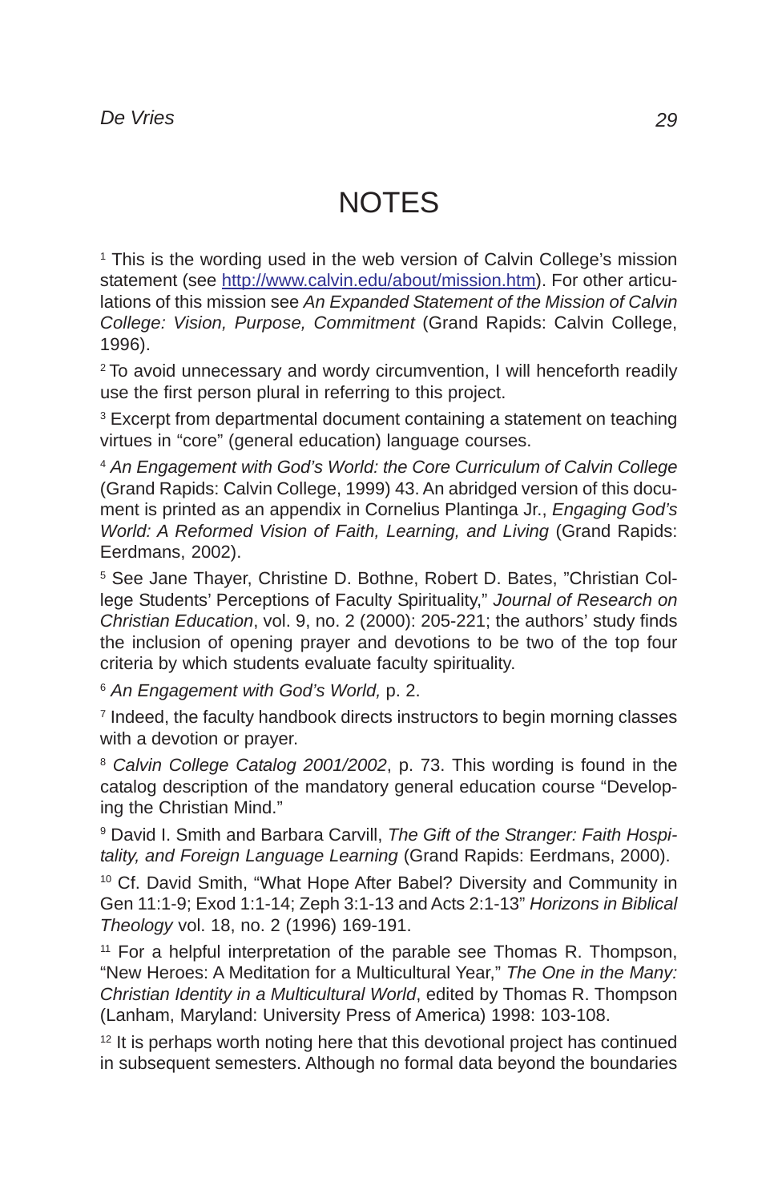# NOTES

[1] This is the wording used in the web version of Calvin College's mission statement (see http://www.calvin.edu/about/mission.htm). For other articulations of this mission see *An Expanded Statement of the Mission of Calvin College: Vision, Purpose, Commitment* (Grand Rapids: Calvin College, 1996).

[2] To avoid unnecessary and wordy circumvention, I will henceforth readily use the first person plural in referring to this project.

[3] Excerpt from departmental document containing a statement on teaching virtues in "core" (general education) language courses.

[4] *An Engagement with God's World: the Core Curriculum of Calvin College* (Grand Rapids: Calvin College, 1999) 43. An abridged version of this document is printed as an appendix in Cornelius Plantinga Jr., *Engaging God's World: A Reformed Vision of Faith, Learning, and Living* (Grand Rapids: Eerdmans, 2002).

[5] See Jane Thayer, Christine D. Bothne, Robert D. Bates, "Christian College Students' Perceptions of Faculty Spirituality," *Journal of Research on Christian Education*, vol. 9, no. 2 (2000): 205-221; the authors' study finds the inclusion of opening prayer and devotions to be two of the top four criteria by which students evaluate faculty spirituality.

[6] *An Engagement with God's World,* p. 2.

[7] Indeed, the faculty handbook directs instructors to begin morning classes with a devotion or prayer.

[8] *Calvin College Catalog 2001/2002*, p. 73. This wording is found in the catalog description of the mandatory general education course "Developing the Christian Mind."

[9] David I. Smith and Barbara Carvill, *The Gift of the Stranger: Faith Hospitality, and Foreign Language Learning* (Grand Rapids: Eerdmans, 2000).

[10] Cf. David Smith, "What Hope After Babel? Diversity and Community in Gen 11:1-9; Exod 1:1-14; Zeph 3:1-13 and Acts 2:1-13" *Horizons in Biblical Theology* vol. 18, no. 2 (1996) 169-191.

[11] For a helpful interpretation of the parable see Thomas R. Thompson, "New Heroes: A Meditation for a Multicultural Year," *The One in the Many: Christian Identity in a Multicultural World*, edited by Thomas R. Thompson (Lanham, Maryland: University Press of America) 1998: 103-108.

[12] It is perhaps worth noting here that this devotional project has continued in subsequent semesters. Although no formal data beyond the boundaries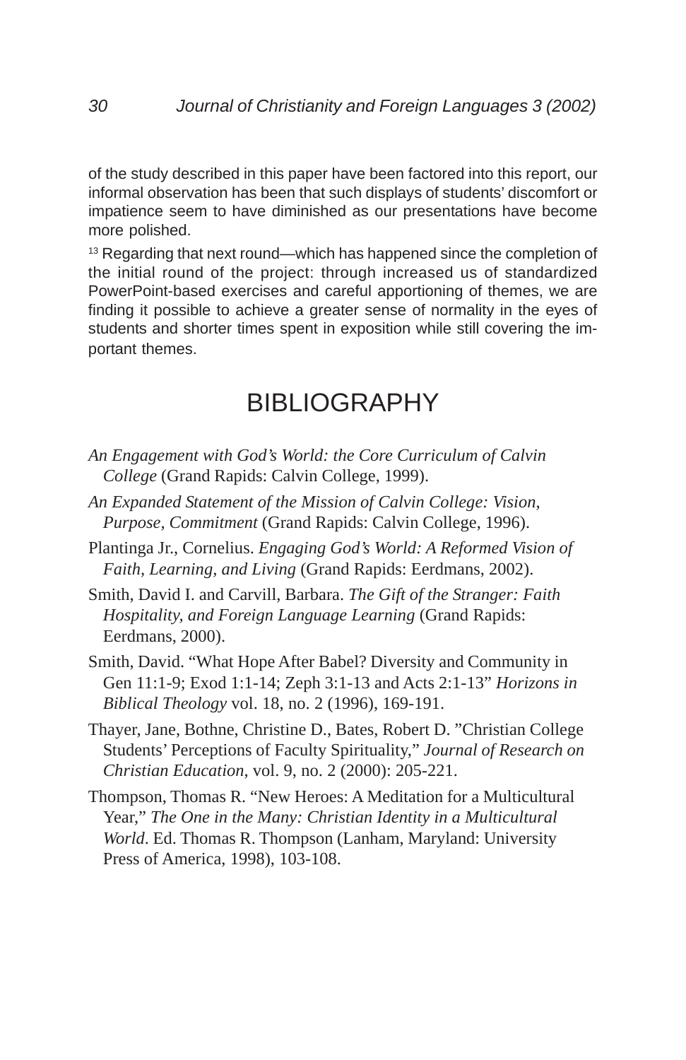of the study described in this paper have been factored into this report, our informal observation has been that such displays of students' discomfort or impatience seem to have diminished as our presentations have become more polished.

[13] Regarding that next round—which has happened since the completion of the initial round of the project: through increased us of standardized PowerPoint-based exercises and careful apportioning of themes, we are finding it possible to achieve a greater sense of normality in the eyes of students and shorter times spent in exposition while still covering the important themes.

## BIBLIOGRAPHY

*An Engagement with God's World: the Core Curriculum of Calvin College* (Grand Rapids: Calvin College, 1999).

*An Expanded Statement of the Mission of Calvin College: Vision, Purpose, Commitment* (Grand Rapids: Calvin College, 1996).

Plantinga Jr., Cornelius. *Engaging God's World: A Reformed Vision of Faith, Learning, and Living* (Grand Rapids: Eerdmans, 2002).

Smith, David I. and Carvill, Barbara. *The Gift of the Stranger: Faith Hospitality, and Foreign Language Learning* (Grand Rapids: Eerdmans, 2000).

Smith, David. "What Hope After Babel? Diversity and Community in Gen 11:1-9; Exod 1:1-14; Zeph 3:1-13 and Acts 2:1-13" *Horizons in Biblical Theology* vol. 18, no. 2 (1996), 169-191.

Thayer, Jane, Bothne, Christine D., Bates, Robert D. "Christian College Students' Perceptions of Faculty Spirituality," *Journal of Research on Christian Education*, vol. 9, no. 2 (2000): 205-221.

Thompson, Thomas R. "New Heroes: A Meditation for a Multicultural Year," *The One in the Many: Christian Identity in a Multicultural World*. Ed. Thomas R. Thompson (Lanham, Maryland: University Press of America, 1998), 103-108.